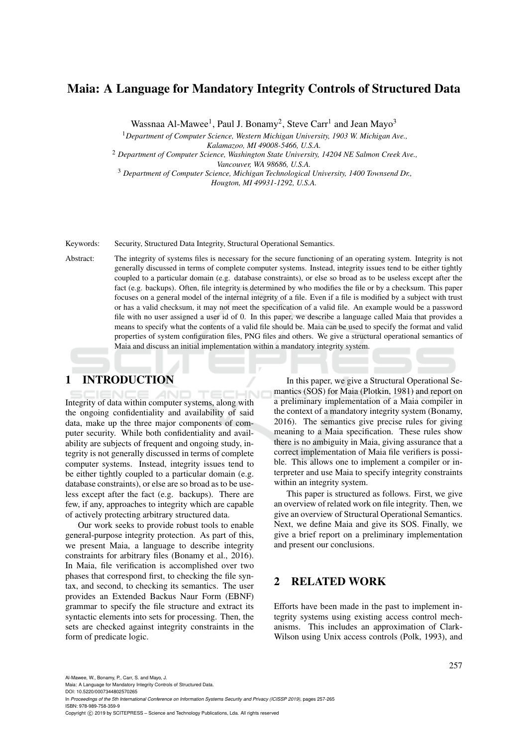# Maia: A Language for Mandatory Integrity Controls of Structured Data

Wassnaa Al-Mawee[1], Paul J. Bonamy[2], Steve Carr[1] and Jean Mayo[3]

[1] *Department of Computer Science, Western Michigan University, 1903 W. Michigan Ave., Kalamazoo, MI 49008-5466, U.S.A.*

[2] *Department of Computer Science, Washington State University, 14204 NE Salmon Creek Ave., Vancouver, WA 98686, U.S.A.*

[3] *Department of Computer Science, Michigan Technological University, 1400 Townsend Dr., Hougton, MI 49931-1292, U.S.A.*

Keywords: Security, Structured Data Integrity, Structural Operational Semantics.

Abstract: The integrity of systems files is necessary for the secure functioning of an operating system. Integrity is not generally discussed in terms of complete computer systems. Instead, integrity issues tend to be either tightly coupled to a particular domain (e.g. database constraints), or else so broad as to be useless except after the fact (e.g. backups). Often, file integrity is determined by who modifies the file or by a checksum. This paper focuses on a general model of the internal integrity of a file. Even if a file is modified by a subject with trust or has a valid checksum, it may not meet the specification of a valid file. An example would be a password file with no user assigned a user id of 0. In this paper, we describe a language called Maia that provides a means to specify what the contents of a valid file should be. Maia can be used to specify the format and valid properties of system configuration files, PNG files and others. We give a structural operational semantics of Maia and discuss an initial implementation within a mandatory integrity system.

## 1 INTRODUCTION

Integrity of data within computer systems, along with the ongoing confidentiality and availability of said data, make up the three major components of computer security. While both confidentiality and availability are subjects of frequent and ongoing study, integrity is not generally discussed in terms of complete computer systems. Instead, integrity issues tend to be either tightly coupled to a particular domain (e.g. database constraints), or else are so broad as to be useless except after the fact (e.g. backups). There are few, if any, approaches to integrity which are capable of actively protecting arbitrary structured data.

Our work seeks to provide robust tools to enable general-purpose integrity protection. As part of this, we present Maia, a language to describe integrity constraints for arbitrary files (Bonamy et al., 2016). In Maia, file verification is accomplished over two phases that correspond first, to checking the file syntax, and second, to checking its semantics. The user provides an Extended Backus Naur Form (EBNF) grammar to specify the file structure and extract its syntactic elements into sets for processing. Then, the sets are checked against integrity constraints in the form of predicate logic.

In this paper, we give a Structural Operational Semantics (SOS) for Maia (Plotkin, 1981) and report on a preliminary implementation of a Maia compiler in the context of a mandatory integrity system (Bonamy, 2016). The semantics give precise rules for giving meaning to a Maia specification. These rules show there is no ambiguity in Maia, giving assurance that a correct implementation of Maia file verifiers is possible. This allows one to implement a compiler or interpreter and use Maia to specify integrity constraints within an integrity system.

This paper is structured as follows. First, we give an overview of related work on file integrity. Then, we give an overview of Structural Operational Semantics. Next, we define Maia and give its SOS. Finally, we give a brief report on a preliminary implementation and present our conclusions.

## 2 RELATED WORK

Efforts have been made in the past to implement integrity systems using existing access control mechanisms. This includes an approximation of Clark-Wilson using Unix access controls (Polk, 1993), and

Al-Mawee, W., Bonamy, P., Carr, S. and Mayo, J.
Maia: A Language for Mandatory Integrity Controls of Structured Data.
DOI: 10.5220/0007344802570265
In *Proceedings of the 5th International Conference on Information Systems Security and Privacy (ICISSP 2019)*, pages 257-265
ISBN: 978-989-758-359-9
Copyright © 2019 by SCITEPRESS – Science and Technology Publications, Lda. All rights reserved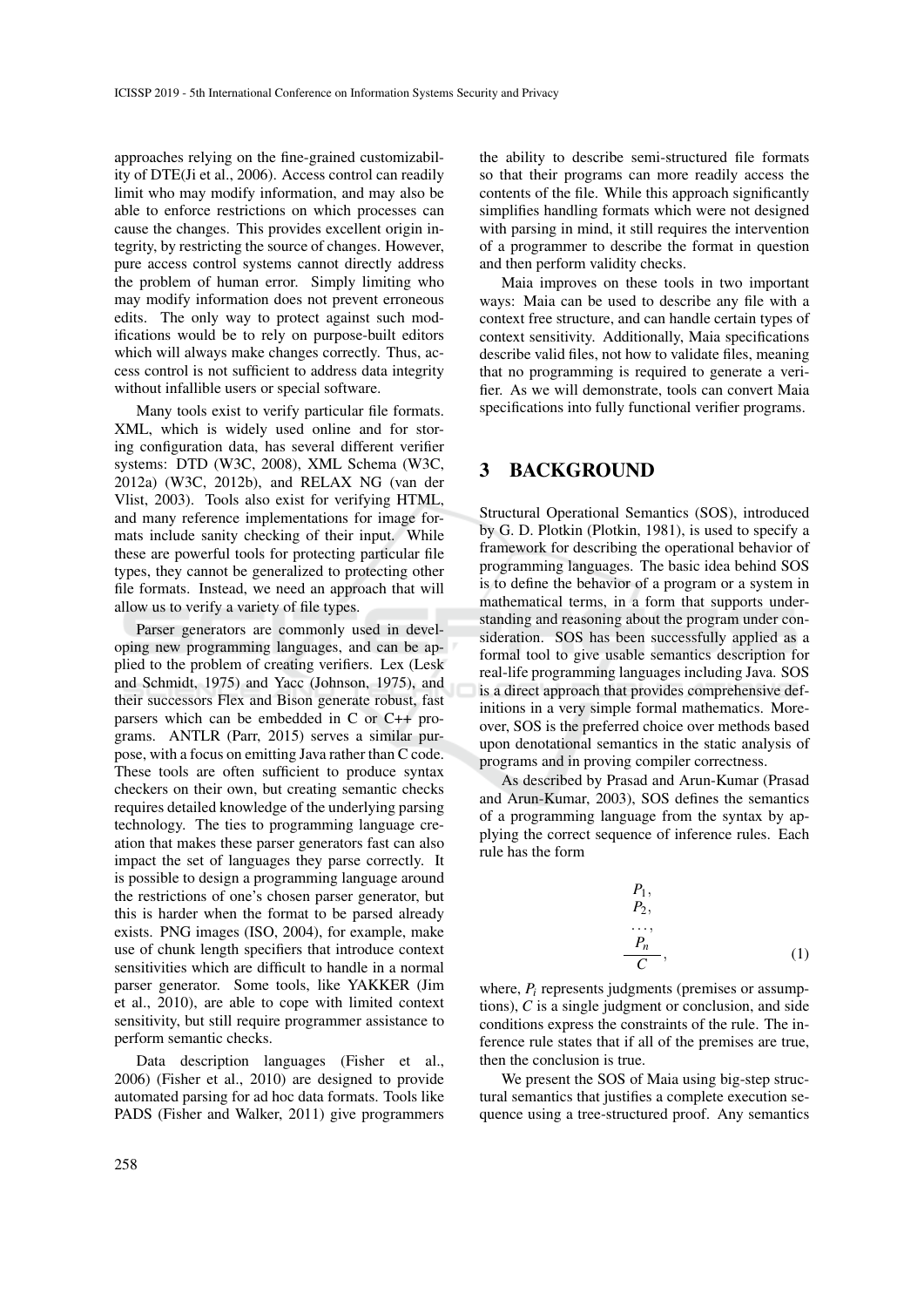approaches relying on the fine-grained customizability of DTE(Ji et al., 2006). Access control can readily limit who may modify information, and may also be able to enforce restrictions on which processes can cause the changes. This provides excellent origin integrity, by restricting the source of changes. However, pure access control systems cannot directly address the problem of human error. Simply limiting who may modify information does not prevent erroneous edits. The only way to protect against such modifications would be to rely on purpose-built editors which will always make changes correctly. Thus, access control is not sufficient to address data integrity without infallible users or special software.

Many tools exist to verify particular file formats. XML, which is widely used online and for storing configuration data, has several different verifier systems: DTD (W3C, 2008), XML Schema (W3C, 2012a) (W3C, 2012b), and RELAX NG (van der Vlist, 2003). Tools also exist for verifying HTML, and many reference implementations for image formats include sanity checking of their input. While these are powerful tools for protecting particular file types, they cannot be generalized to protecting other file formats. Instead, we need an approach that will allow us to verify a variety of file types.

Parser generators are commonly used in developing new programming languages, and can be applied to the problem of creating verifiers. Lex (Lesk and Schmidt, 1975) and Yacc (Johnson, 1975), and their successors Flex and Bison generate robust, fast parsers which can be embedded in C or C++ programs. ANTLR (Parr, 2015) serves a similar purpose, with a focus on emitting Java rather than C code. These tools are often sufficient to produce syntax checkers on their own, but creating semantic checks requires detailed knowledge of the underlying parsing technology. The ties to programming language creation that makes these parser generators fast can also impact the set of languages they parse correctly. It is possible to design a programming language around the restrictions of one's chosen parser generator, but this is harder when the format to be parsed already exists. PNG images (ISO, 2004), for example, make use of chunk length specifiers that introduce context sensitivities which are difficult to handle in a normal parser generator. Some tools, like YAKKER (Jim et al., 2010), are able to cope with limited context sensitivity, but still require programmer assistance to perform semantic checks.

Data description languages (Fisher et al., 2006) (Fisher et al., 2010) are designed to provide automated parsing for ad hoc data formats. Tools like PADS (Fisher and Walker, 2011) give programmers the ability to describe semi-structured file formats so that their programs can more readily access the contents of the file. While this approach significantly simplifies handling formats which were not designed with parsing in mind, it still requires the intervention of a programmer to describe the format in question and then perform validity checks.

Maia improves on these tools in two important ways: Maia can be used to describe any file with a context free structure, and can handle certain types of context sensitivity. Additionally, Maia specifications describe valid files, not how to validate files, meaning that no programming is required to generate a verifier. As we will demonstrate, tools can convert Maia specifications into fully functional verifier programs.

## 3 BACKGROUND

Structural Operational Semantics (SOS), introduced by G. D. Plotkin (Plotkin, 1981), is used to specify a framework for describing the operational behavior of programming languages. The basic idea behind SOS is to define the behavior of a program or a system in mathematical terms, in a form that supports understanding and reasoning about the program under consideration. SOS has been successfully applied as a formal tool to give usable semantics description for real-life programming languages including Java. SOS is a direct approach that provides comprehensive definitions in a very simple formal mathematics. Moreover, SOS is the preferred choice over methods based upon denotational semantics in the static analysis of programs and in proving compiler correctness.

As described by Prasad and Arun-Kumar (Prasad and Arun-Kumar, 2003), SOS defines the semantics of a programming language from the syntax by applying the correct sequence of inference rules. Each rule has the form

$$\frac{\begin{array}{c} P_1, \\ P_2, \\ \ldots, \\ P_n \end{array}}{C}, \tag{1}$$

where, $P_i$ represents judgments (premises or assumptions), $C$ is a single judgment or conclusion, and side conditions express the constraints of the rule. The inference rule states that if all of the premises are true, then the conclusion is true.

We present the SOS of Maia using big-step structural semantics that justifies a complete execution sequence using a tree-structured proof. Any semantics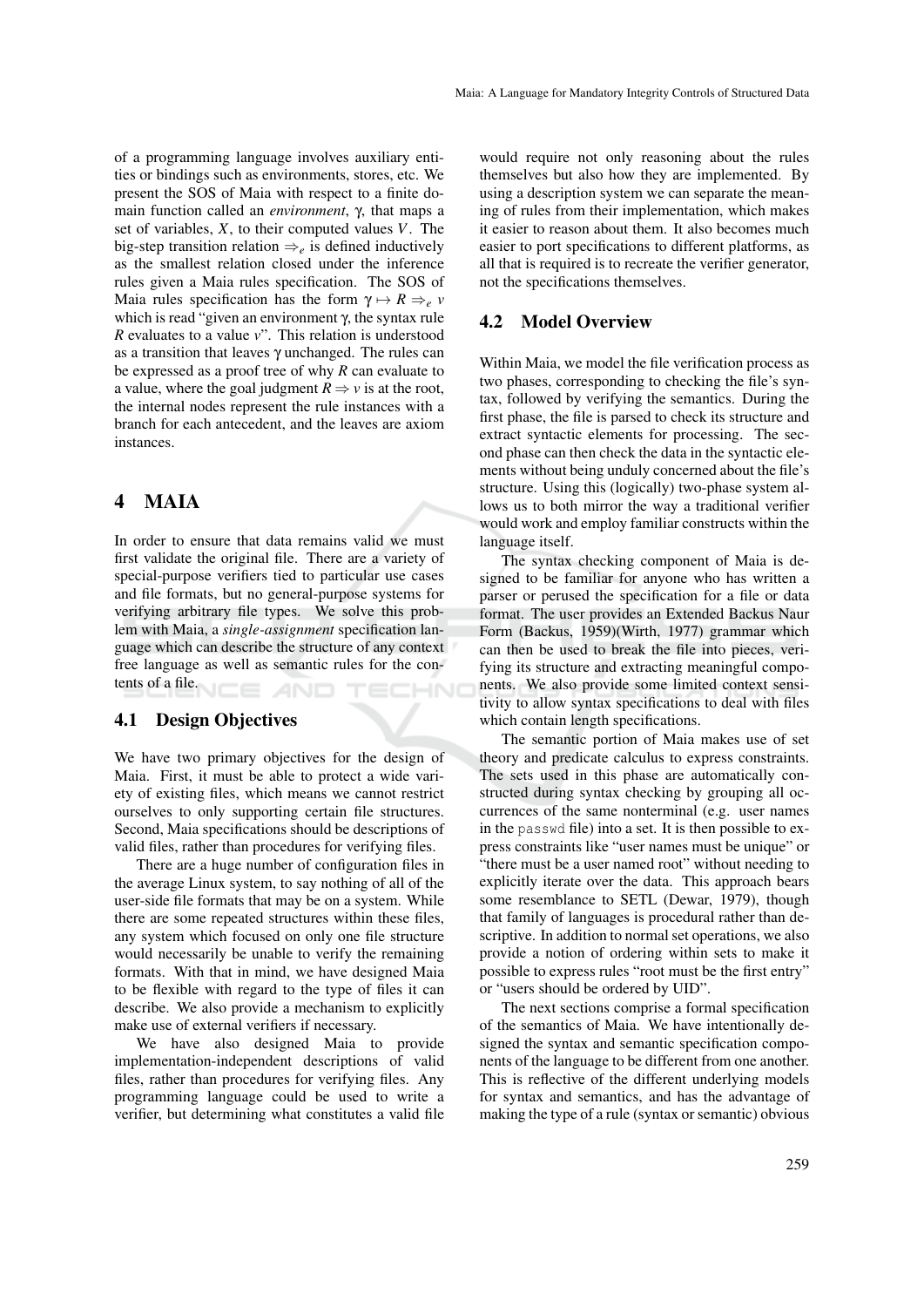of a programming language involves auxiliary entities or bindings such as environments, stores, etc. We present the SOS of Maia with respect to a finite domain function called an *environment*, $\gamma$, that maps a set of variables, $X$, to their computed values $V$. The big-step transition relation $\Rightarrow_e$ is defined inductively as the smallest relation closed under the inference rules given a Maia rules specification. The SOS of Maia rules specification has the form $\gamma \mapsto R \Rightarrow_e v$ which is read "given an environment $\gamma$, the syntax rule $R$ evaluates to a value $v$". This relation is understood as a transition that leaves $\gamma$ unchanged. The rules can be expressed as a proof tree of why $R$ can evaluate to a value, where the goal judgment $R \Rightarrow v$ is at the root, the internal nodes represent the rule instances with a branch for each antecedent, and the leaves are axiom instances.

# 4 MAIA

In order to ensure that data remains valid we must first validate the original file. There are a variety of special-purpose verifiers tied to particular use cases and file formats, but no general-purpose systems for verifying arbitrary file types. We solve this problem with Maia, a *single-assignment* specification language which can describe the structure of any context free language as well as semantic rules for the contents of a file.

## 4.1 Design Objectives

We have two primary objectives for the design of Maia. First, it must be able to protect a wide variety of existing files, which means we cannot restrict ourselves to only supporting certain file structures. Second, Maia specifications should be descriptions of valid files, rather than procedures for verifying files.

There are a huge number of configuration files in the average Linux system, to say nothing of all of the user-side file formats that may be on a system. While there are some repeated structures within these files, any system which focused on only one file structure would necessarily be unable to verify the remaining formats. With that in mind, we have designed Maia to be flexible with regard to the type of files it can describe. We also provide a mechanism to explicitly make use of external verifiers if necessary.

We have also designed Maia to provide implementation-independent descriptions of valid files, rather than procedures for verifying files. Any programming language could be used to write a verifier, but determining what constitutes a valid file would require not only reasoning about the rules themselves but also how they are implemented. By using a description system we can separate the meaning of rules from their implementation, which makes it easier to reason about them. It also becomes much easier to port specifications to different platforms, as all that is required is to recreate the verifier generator, not the specifications themselves.

## 4.2 Model Overview

Within Maia, we model the file verification process as two phases, corresponding to checking the file's syntax, followed by verifying the semantics. During the first phase, the file is parsed to check its structure and extract syntactic elements for processing. The second phase can then check the data in the syntactic elements without being unduly concerned about the file's structure. Using this (logically) two-phase system allows us to both mirror the way a traditional verifier would work and employ familiar constructs within the language itself.

The syntax checking component of Maia is designed to be familiar for anyone who has written a parser or perused the specification for a file or data format. The user provides an Extended Backus Naur Form (Backus, 1959)(Wirth, 1977) grammar which can then be used to break the file into pieces, verifying its structure and extracting meaningful components. We also provide some limited context sensitivity to allow syntax specifications to deal with files which contain length specifications.

The semantic portion of Maia makes use of set theory and predicate calculus to express constraints. The sets used in this phase are automatically constructed during syntax checking by grouping all occurrences of the same nonterminal (e.g. user names in the `passwd` file) into a set. It is then possible to express constraints like "user names must be unique" or "there must be a user named root" without needing to explicitly iterate over the data. This approach bears some resemblance to SETL (Dewar, 1979), though that family of languages is procedural rather than descriptive. In addition to normal set operations, we also provide a notion of ordering within sets to make it possible to express rules "root must be the first entry" or "users should be ordered by UID".

The next sections comprise a formal specification of the semantics of Maia. We have intentionally designed the syntax and semantic specification components of the language to be different from one another. This is reflective of the different underlying models for syntax and semantics, and has the advantage of making the type of a rule (syntax or semantic) obvious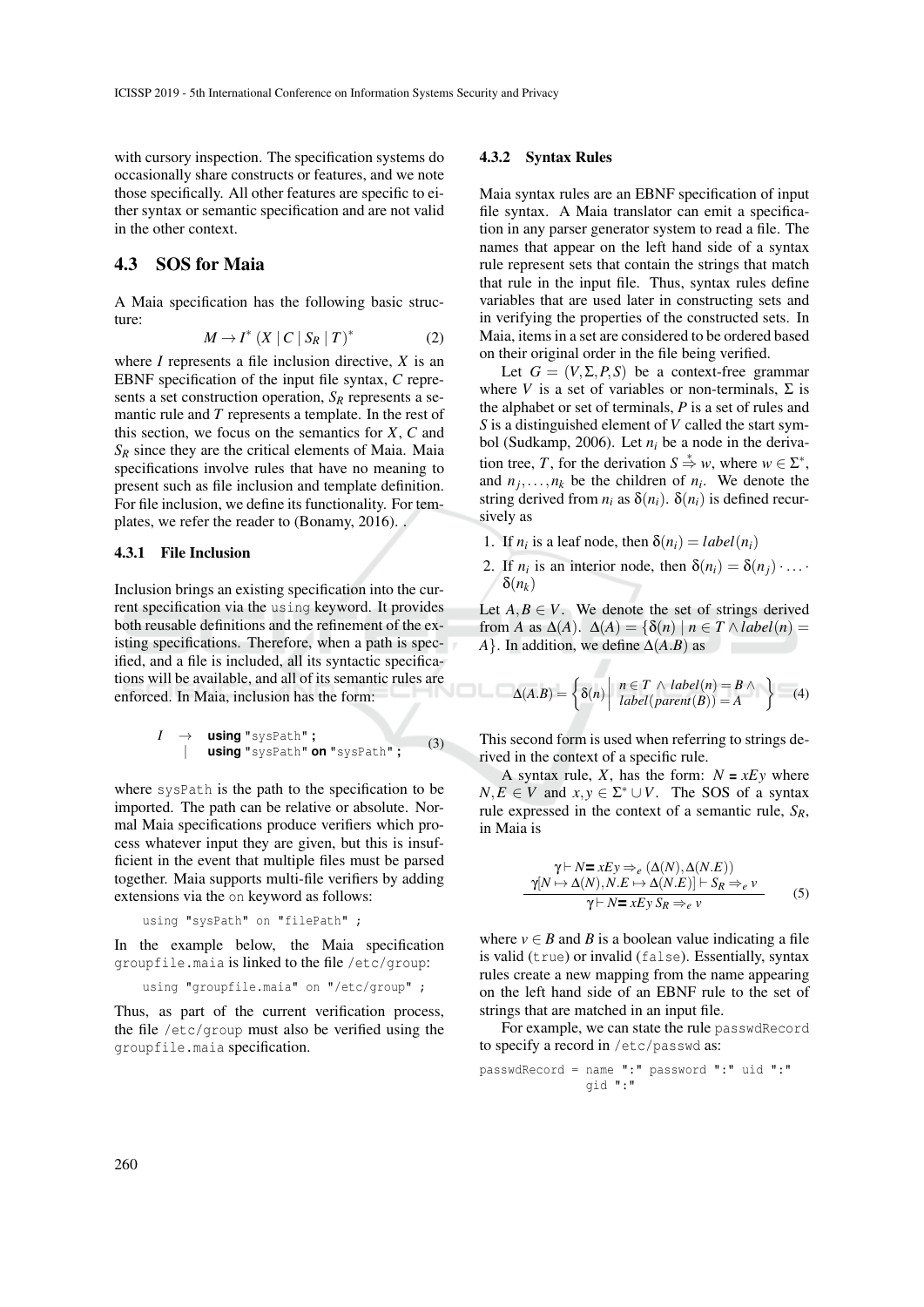with cursory inspection. The specification systems do occasionally share constructs or features, and we note those specifically. All other features are specific to either syntax or semantic specification and are not valid in the other context.

## 4.3 SOS for Maia

A Maia specification has the following basic structure:

$$M \rightarrow I^* \; (X \mid C \mid S_R \mid T)^* \tag{2}$$

where $I$ represents a file inclusion directive, $X$ is an EBNF specification of the input file syntax, $C$ represents a set construction operation, $S_R$ represents a semantic rule and $T$ represents a template. In the rest of this section, we focus on the semantics for $X$, $C$ and $S_R$ since they are the critical elements of Maia. Maia specifications involve rules that have no meaning to present such as file inclusion and template definition. For file inclusion, we define its functionality. For templates, we refer the reader to (Bonamy, 2016). .

### 4.3.1 File Inclusion

Inclusion brings an existing specification into the current specification via the `using` keyword. It provides both reusable definitions and the refinement of the existing specifications. Therefore, when a path is specified, and a file is included, all its syntactic specifications will be available, and all of its semantic rules are enforced. In Maia, inclusion has the form:

$$\begin{array}{lll} I & \rightarrow & \textbf{using}\ \texttt{"sysPath"}\ \textbf{;} \\ & \mid & \textbf{using}\ \texttt{"sysPath"}\ \textbf{on}\ \texttt{"sysPath"}\ \textbf{;} \end{array} \tag{3}$$

where `sysPath` is the path to the specification to be imported. The path can be relative or absolute. Normal Maia specifications produce verifiers which process whatever input they are given, but this is insufficient in the event that multiple files must be parsed together. Maia supports multi-file verifiers by adding extensions via the `on` keyword as follows:

```
using "sysPath" on "filePath" ;
```

In the example below, the Maia specification `groupfile.maia` is linked to the file `/etc/group`:

```
using "groupfile.maia" on "/etc/group" ;
```

Thus, as part of the current verification process, the file `/etc/group` must also be verified using the `groupfile.maia` specification.

### 4.3.2 Syntax Rules

Maia syntax rules are an EBNF specification of input file syntax. A Maia translator can emit a specification in any parser generator system to read a file. The names that appear on the left hand side of a syntax rule represent sets that contain the strings that match that rule in the input file. Thus, syntax rules define variables that are used later in constructing sets and in verifying the properties of the constructed sets. In Maia, items in a set are considered to be ordered based on their original order in the file being verified.

Let $G = (V, \Sigma, P, S)$ be a context-free grammar where $V$ is a set of variables or non-terminals, $\Sigma$ is the alphabet or set of terminals, $P$ is a set of rules and $S$ is a distinguished element of $V$ called the start symbol (Sudkamp, 2006). Let $n_i$ be a node in the derivation tree, $T$, for the derivation $S \overset{*}{\Rightarrow} w$, where $w \in \Sigma^*$, and $n_j, \ldots, n_k$ be the children of $n_i$. We denote the string derived from $n_i$ as $\delta(n_i)$. $\delta(n_i)$ is defined recursively as

1. If $n_i$ is a leaf node, then $\delta(n_i) = label(n_i)$
2. If $n_i$ is an interior node, then $\delta(n_i) = \delta(n_j) \cdot \ldots \cdot \delta(n_k)$

Let $A, B \in V$. We denote the set of strings derived from $A$ as $\Delta(A)$. $\Delta(A) = \{\delta(n) \mid n \in T \wedge label(n) = A\}$. In addition, we define $\Delta(A.B)$ as

$$\Delta(A.B) = \left\{ \delta(n) \left| \begin{array}{l} n \in T \ \wedge \ label(n) = B \ \wedge \\ label(parent(B)) = A \end{array} \right. \right\} \tag{4}$$

This second form is used when referring to strings derived in the context of a specific rule.

A syntax rule, $X$, has the form: $N = xEy$ where $N, E \in V$ and $x, y \in \Sigma^* \cup V$. The SOS of a syntax rule expressed in the context of a semantic rule, $S_R$, in Maia is

$$\frac{\begin{array}{c} \gamma \vdash N = xEy \Rightarrow_e (\Delta(N), \Delta(N.E)) \\ \gamma[N \mapsto \Delta(N), N.E \mapsto \Delta(N.E)] \vdash S_R \Rightarrow_e v \end{array}}{\gamma \vdash N = xEy\ S_R \Rightarrow_e v} \tag{5}$$

where $v \in B$ and $B$ is a boolean value indicating a file is valid (`true`) or invalid (`false`). Essentially, syntax rules create a new mapping from the name appearing on the left hand side of an EBNF rule to the set of strings that are matched in an input file.

For example, we can state the rule `passwdRecord` to specify a record in `/etc/passwd` as:

```
passwdRecord = name ":" password ":" uid ":"
               gid ":"
```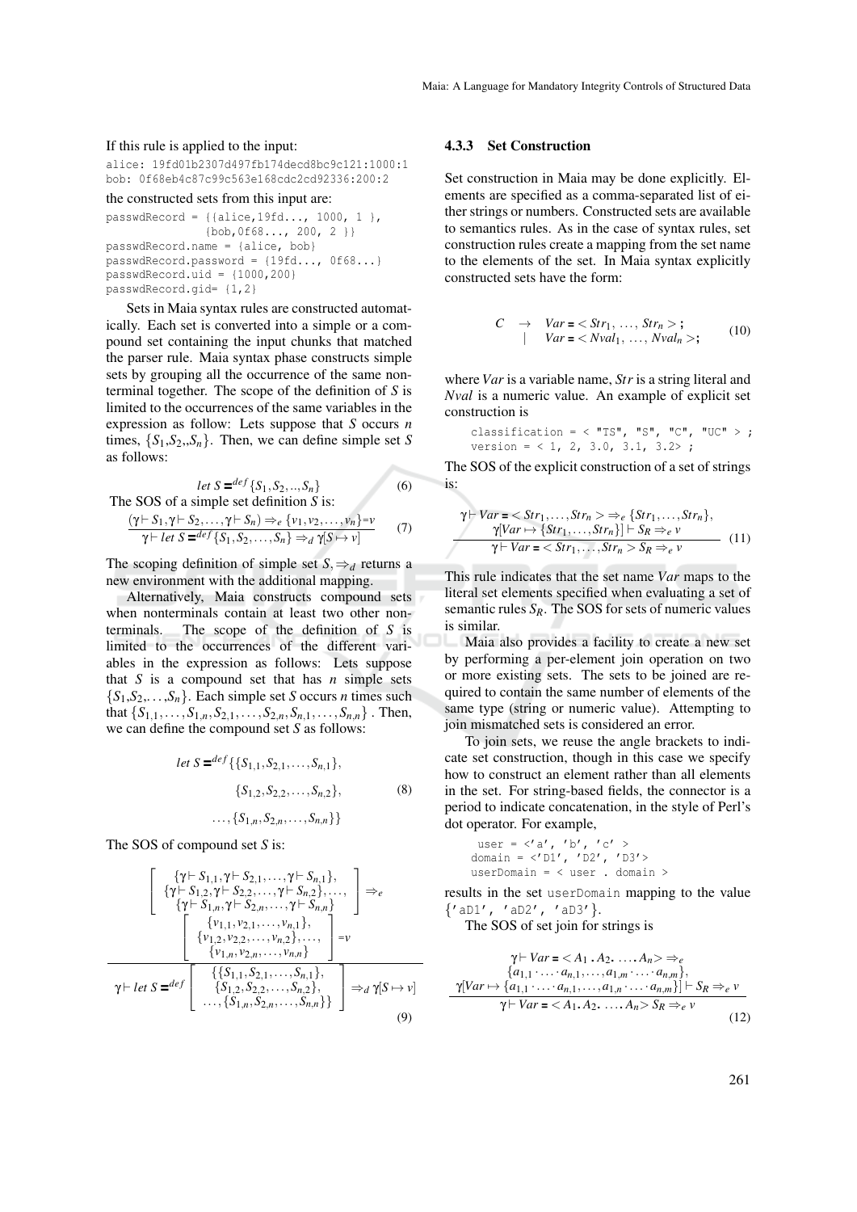If this rule is applied to the input:

```
alice: 19fd01b2307d497fb174decd8bc9c121:1000:1
bob: 0f68eb4c87c99c563e168cdc2cd92336:200:2
```

the constructed sets from this input are:

```
passwdRecord = {{alice,19fd..., 1000, 1 },
               {bob,0f68..., 200, 2 }}
passwdRecord.name = {alice, bob}
passwdRecord.password = {19fd..., 0f68...}
passwdRecord.uid = {1000,200}
passwdRecord.gid= {1,2}
```

Sets in Maia syntax rules are constructed automatically. Each set is converted into a simple or a compound set containing the input chunks that matched the parser rule. Maia syntax phase constructs simple sets by grouping all the occurrence of the same nonterminal together. The scope of the definition of $S$ is limited to the occurrences of the same variables in the expression as follow: Lets suppose that $S$ occurs $n$ times, $\{S_1, S_2,, S_n\}$. Then, we can define simple set $S$ as follows:

$$let\ S =^{def} \{S_1, S_2, .., S_n\} \tag{6}$$

The SOS of a simple set definition $S$ is:

$$\frac{(\gamma \vdash S_1, \gamma \vdash S_2, \ldots, \gamma \vdash S_n) \Rightarrow_e \{v_1, v_2, \ldots, v_n\}{=}v}{\gamma \vdash let\ S =^{def} \{S_1, S_2, \ldots, S_n\} \Rightarrow_d \gamma[S \mapsto v]} \tag{7}$$

The scoping definition of simple set $S, \Rightarrow_d$ returns a new environment with the additional mapping.

Alternatively, Maia constructs compound sets when nonterminals contain at least two other nonterminals. The scope of the definition of $S$ is limited to the occurrences of the different variables in the expression as follows: Lets suppose that $S$ is a compound set that has $n$ simple sets $\{S_1, S_2, \ldots, S_n\}$. Each simple set $S$ occurs $n$ times such that $\{S_{1,1}, \ldots, S_{1,n}, S_{2,1}, \ldots, S_{2,n}, S_{n,1}, \ldots, S_{n,n}\}$ . Then, we can define the compound set $S$ as follows:

$$\begin{aligned} let\ S =^{def} \{ & \{S_{1,1}, S_{2,1}, \ldots, S_{n,1}\}, \\ & \{S_{1,2}, S_{2,2}, \ldots, S_{n,2}\}, \\ & \ldots, \{S_{1,n}, S_{2,n}, \ldots, S_{n,n}\}\} \end{aligned} \tag{8}$$

The SOS of compound set $S$ is:

$$\frac{\begin{bmatrix} \{\gamma \vdash S_{1,1}, \gamma \vdash S_{2,1}, \ldots, \gamma \vdash S_{n,1}\}, \\ \{\gamma \vdash S_{1,2}, \gamma \vdash S_{2,2}, \ldots, \gamma \vdash S_{n,2}\}, \ldots, \\ \{\gamma \vdash S_{1,n}, \gamma \vdash S_{2,n}, \ldots, \gamma \vdash S_{n,n}\} \end{bmatrix} \Rightarrow_e \begin{bmatrix} \{v_{1,1}, v_{2,1}, \ldots, v_{n,1}\}, \\ \{v_{1,2}, v_{2,2}, \ldots, v_{n,2}\}, \ldots, \\ \{v_{1,n}, v_{2,n}, \ldots, v_{n,n}\} \end{bmatrix} = v}{\gamma \vdash let\ S =^{def} \begin{bmatrix} \{\{S_{1,1}, S_{2,1}, \ldots, S_{n,1}\}, \\ \{S_{1,2}, S_{2,2}, \ldots, S_{n,2}\}, \\ \ldots, \{S_{1,n}, S_{2,n}, \ldots, S_{n,n}\}\} \end{bmatrix} \Rightarrow_d \gamma[S \mapsto v]} \tag{9}$$

### 4.3.3 Set Construction

Set construction in Maia may be done explicitly. Elements are specified as a comma-separated list of either strings or numbers. Constructed sets are available to semantics rules. As in the case of syntax rules, set construction rules create a mapping from the set name to the elements of the set. In Maia syntax explicitly constructed sets have the form:

$$\begin{aligned} C \quad \rightarrow \quad & Var = < Str_1,\ \ldots,\ Str_n >; \\ | \quad & Var = < Nval_1,\ \ldots,\ Nval_n >; \end{aligned} \tag{10}$$

where *Var* is a variable name, *Str* is a string literal and *Nval* is a numeric value. An example of explicit set construction is

```
classification = < "TS", "S", "C", "UC" > ;
version = < 1, 2, 3.0, 3.1, 3.2> ;
```

The SOS of the explicit construction of a set of strings is:

$$\frac{\begin{gathered}\gamma \vdash Var = < Str_1, \ldots, Str_n > \Rightarrow_e \{Str_1, \ldots, Str_n\}, \\ \gamma[Var \mapsto \{Str_1, \ldots, Str_n\}] \vdash S_R \Rightarrow_e v\end{gathered}}{\gamma \vdash Var = < Str_1, \ldots, Str_n > S_R \Rightarrow_e v} \tag{11}$$

This rule indicates that the set name *Var* maps to the literal set elements specified when evaluating a set of semantic rules $S_R$. The SOS for sets of numeric values is similar.

Maia also provides a facility to create a new set by performing a per-element join operation on two or more existing sets. The sets to be joined are required to contain the same number of elements of the same type (string or numeric value). Attempting to join mismatched sets is considered an error.

To join sets, we reuse the angle brackets to indicate set construction, though in this case we specify how to construct an element rather than all elements in the set. For string-based fields, the connector is a period to indicate concatenation, in the style of Perl's dot operator. For example,

```
user = <'a', 'b', 'c' >
domain = <'D1', 'D2', 'D3'>
userDomain = < user . domain >
```

results in the set `userDomain` mapping to the value `{'aD1', 'aD2', 'aD3'}`.

The SOS of set join for strings is

$$\frac{\begin{gathered}\gamma \vdash Var = < A_1 . A_2 . \ \ldots . A_n > \Rightarrow_e \\ \{a_{1,1} \cdot \ldots \cdot a_{n,1}, \ldots, a_{1,m} \cdot \ldots \cdot a_{n,m}\}, \\ \gamma[Var \mapsto \{a_{1,1} \cdot \ldots \cdot a_{n,1}, \ldots, a_{1,n} \cdot \ldots \cdot a_{n,m}\}] \vdash S_R \Rightarrow_e v\end{gathered}}{\gamma \vdash Var = < A_1 . A_2 . \ \ldots . A_n > S_R \Rightarrow_e v} \tag{12}$$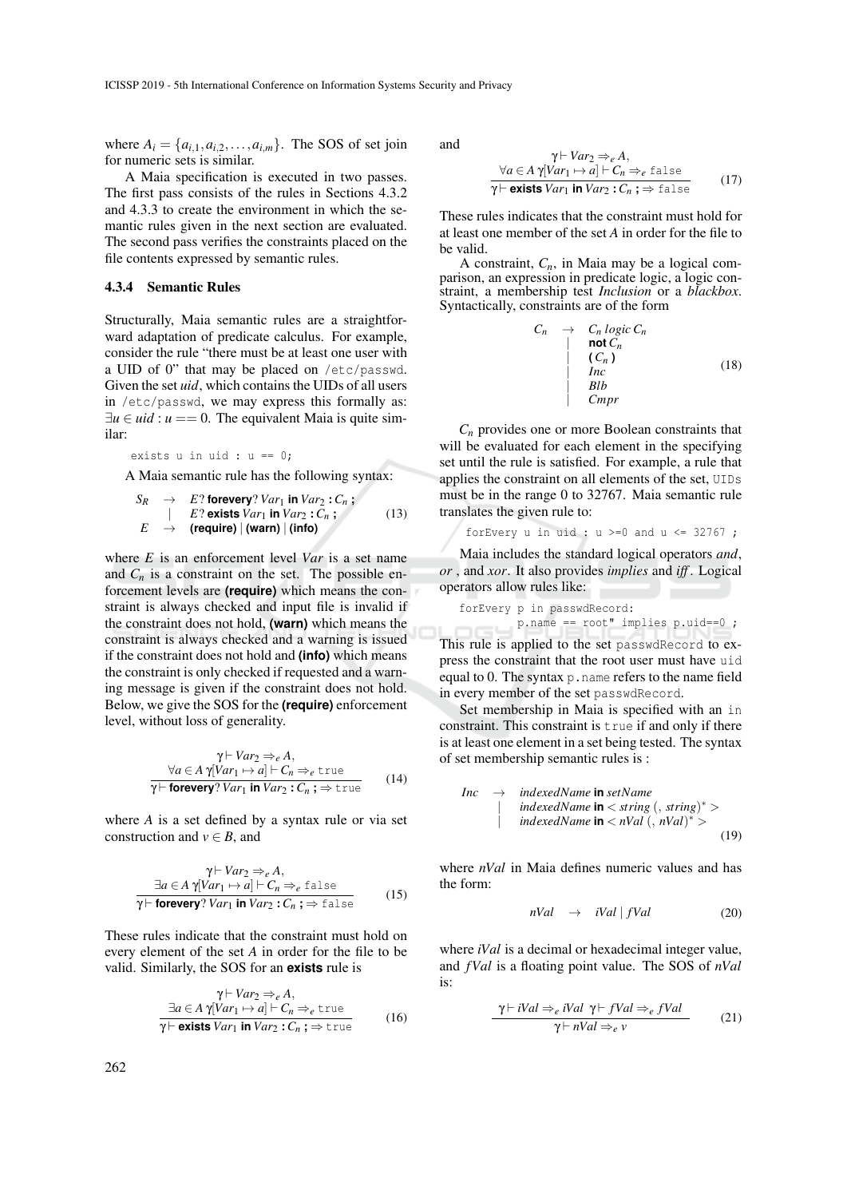where $A_i = \{a_{i,1}, a_{i,2}, \ldots, a_{i,m}\}$. The SOS of set join for numeric sets is similar.

A Maia specification is executed in two passes. The first pass consists of the rules in Sections 4.3.2 and 4.3.3 to create the environment in which the semantic rules given in the next section are evaluated. The second pass verifies the constraints placed on the file contents expressed by semantic rules.

### 4.3.4 Semantic Rules

Structurally, Maia semantic rules are a straightforward adaptation of predicate calculus. For example, consider the rule "there must be at least one user with a UID of 0" that may be placed on `/etc/passwd`. Given the set *uid*, which contains the UIDs of all users in `/etc/passwd`, we may express this formally as: $\exists u \in uid : u == 0$. The equivalent Maia is quite similar:

```
exists u in uid : u == 0;
```

A Maia semantic rule has the following syntax:

$$\begin{array}{lcl} S_R & \rightarrow & E?\ \textbf{forevery}?\ Var_1\ \textbf{in}\ Var_2\ \textbf{:}\ C_n\ \textbf{;} \\ & | & E?\ \textbf{exists}\ Var_1\ \textbf{in}\ Var_2\ \textbf{:}\ C_n\ \textbf{;} \\ E & \rightarrow & \textbf{(require)} \mid \textbf{(warn)} \mid \textbf{(info)} \end{array} \tag{13}$$

where $E$ is an enforcement level *Var* is a set name and $C_n$ is a constraint on the set. The possible enforcement levels are **(require)** which means the constraint is always checked and input file is invalid if the constraint does not hold, **(warn)** which means the constraint is always checked and a warning is issued if the constraint does not hold and **(info)** which means the constraint is only checked if requested and a warning message is given if the constraint does not hold. Below, we give the SOS for the **(require)** enforcement level, without loss of generality.

$$\frac{\gamma \vdash Var_2 \Rightarrow_e A, \quad \forall a \in A\ \gamma[Var_1 \mapsto a] \vdash C_n \Rightarrow_e \texttt{true}}{\gamma \vdash \textbf{forevery}?\ Var_1\ \textbf{in}\ Var_2\ \textbf{:}\ C_n\ \textbf{;} \Rightarrow \texttt{true}} \tag{14}$$

where $A$ is a set defined by a syntax rule or via set construction and $v \in B$, and

$$\frac{\gamma \vdash Var_2 \Rightarrow_e A, \quad \exists a \in A\ \gamma[Var_1 \mapsto a] \vdash C_n \Rightarrow_e \texttt{false}}{\gamma \vdash \textbf{forevery}?\ Var_1\ \textbf{in}\ Var_2\ \textbf{:}\ C_n\ \textbf{;} \Rightarrow \texttt{false}} \tag{15}$$

These rules indicate that the constraint must hold on every element of the set $A$ in order for the file to be valid. Similarly, the SOS for an **exists** rule is

$$\frac{\gamma \vdash Var_2 \Rightarrow_e A, \quad \exists a \in A\ \gamma[Var_1 \mapsto a] \vdash C_n \Rightarrow_e \texttt{true}}{\gamma \vdash \textbf{exists}\ Var_1\ \textbf{in}\ Var_2\ \textbf{:}\ C_n\ \textbf{;} \Rightarrow \texttt{true}} \tag{16}$$

and

$$\frac{\gamma \vdash Var_2 \Rightarrow_e A, \quad \forall a \in A\ \gamma[Var_1 \mapsto a] \vdash C_n \Rightarrow_e \texttt{false}}{\gamma \vdash \textbf{exists}\ Var_1\ \textbf{in}\ Var_2\ \textbf{:}\ C_n\ \textbf{;} \Rightarrow \texttt{false}} \tag{17}$$

These rules indicates that the constraint must hold for at least one member of the set $A$ in order for the file to be valid.

A constraint, $C_n$, in Maia may be a logical comparison, an expression in predicate logic, a logic constraint, a membership test *Inclusion* or a *blackbox*. Syntactically, constraints are of the form

$$\begin{array}{lcl} C_n & \rightarrow & C_n\ logic\ C_n \\ & | & \textbf{not}\ C_n \\ & | & \textbf{(}\ C_n\ \textbf{)} \\ & | & Inc \\ & | & Blb \\ & | & Cmpr \end{array} \tag{18}$$

$C_n$ provides one or more Boolean constraints that will be evaluated for each element in the specifying set until the rule is satisfied. For example, a rule that applies the constraint on all elements of the set, `UIDs` must be in the range 0 to 32767. Maia semantic rule translates the given rule to:

```
forEvery u in uid : u >=0 and u <= 32767 ;
```

Maia includes the standard logical operators *and*, *or* , and *xor*. It also provides *implies* and *iff*. Logical operators allow rules like:

```
forEvery p in passwdRecord:
        p.name == root" implies p.uid==0 ;
```

This rule is applied to the set `passwdRecord` to express the constraint that the root user must have `uid` equal to 0. The syntax `p.name` refers to the name field in every member of the set `passwdRecord`.

Set membership in Maia is specified with an `in` constraint. This constraint is `true` if and only if there is at least one element in a set being tested. The syntax of set membership semantic rules is :

$$\begin{array}{lcl} Inc & \rightarrow & indexedName\ \textbf{in}\ setName \\ & | & indexedName\ \textbf{in} < string\ (,\ string)^* > \\ & | & indexedName\ \textbf{in} < nVal\ (,\ nVal)^* > \end{array} \tag{19}$$

where *nVal* in Maia defines numeric values and has the form:

$$nVal \quad \rightarrow \quad iVal \mid fVal \tag{20}$$

where *iVal* is a decimal or hexadecimal integer value, and *fVal* is a floating point value. The SOS of *nVal* is:

$$\frac{\gamma \vdash iVal \Rightarrow_e iVal \quad \gamma \vdash fVal \Rightarrow_e fVal}{\gamma \vdash nVal \Rightarrow_e v} \tag{21}$$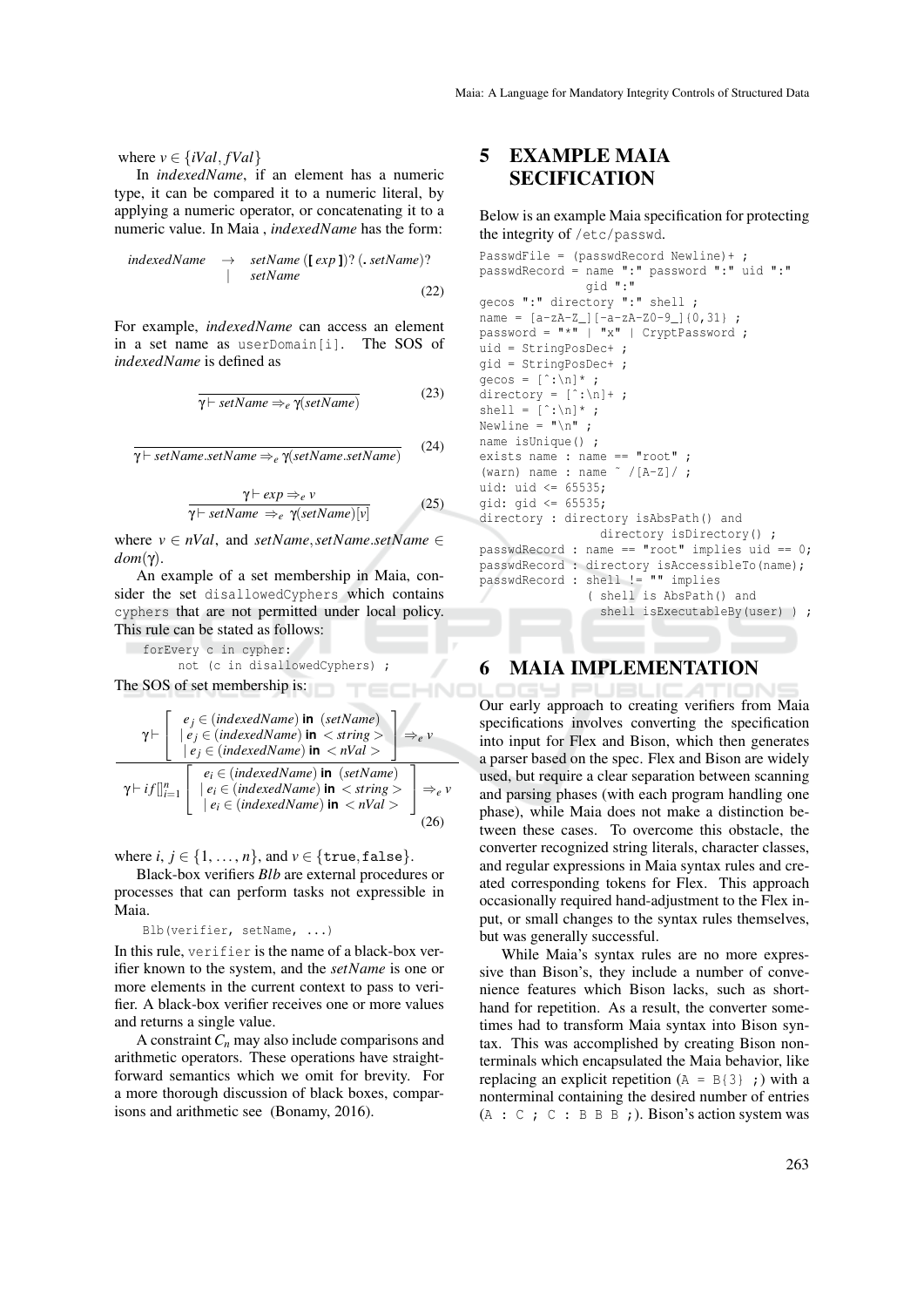where $v \in \{iVal, fVal\}$

In *indexedName*, if an element has a numeric type, it can be compared it to a numeric literal, by applying a numeric operator, or concatenating it to a numeric value. In Maia , *indexedName* has the form:

$$indexedName \rightarrow setName\ (\textbf{[}\ exp\ \textbf{]})?\ (\textbf{.}\ setName)? \mid setName \tag{22}$$

For example, *indexedName* can access an element in a set name as `userDomain[i]`. The SOS of *indexedName* is defined as

$$\overline{\gamma \vdash setName \Rightarrow_e \gamma(setName)} \tag{23}$$

$$\overline{\gamma \vdash setName.setName \Rightarrow_e \gamma(setName.setName)} \tag{24}$$

$$\frac{\gamma \vdash exp \Rightarrow_e v}{\gamma \vdash setName \Rightarrow_e \gamma(setName)[v]} \tag{25}$$

where $v \in nVal$, and $setName, setName.setName \in dom(\gamma)$.

An example of a set membership in Maia, consider the set `disallowedCyphers` which contains `cyphers` that are not permitted under local policy. This rule can be stated as follows:

```
forEvery c in cypher:
      not (c in disallowedCyphers) ;
```

The SOS of set membership is:

$$\frac{\gamma \vdash \left[\begin{array}{c} e_j \in (indexedName)\ \textbf{in}\ (setName) \\ \mid e_j \in (indexedName)\ \textbf{in}\ <string> \\ \mid e_j \in (indexedName)\ \textbf{in}\ <nVal> \end{array}\right] \Rightarrow_e v}{\gamma \vdash if[\!]_{i=1}^{n} \left[\begin{array}{c} e_i \in (indexedName)\ \textbf{in}\ (setName) \\ \mid e_i \in (indexedName)\ \textbf{in}\ <string> \\ \mid e_i \in (indexedName)\ \textbf{in}\ <nVal> \end{array}\right] \Rightarrow_e v} \tag{26}$$

where $i, j \in \{1, \ldots, n\}$, and $v \in \{\texttt{true}, \texttt{false}\}$.

Black-box verifiers *Blb* are external procedures or processes that can perform tasks not expressible in Maia.

```
Blb(verifier, setName, ...)
```

In this rule, `verifier` is the name of a black-box verifier known to the system, and the *setName* is one or more elements in the current context to pass to verifier. A black-box verifier receives one or more values and returns a single value.

A constraint $C_n$ may also include comparisons and arithmetic operators. These operations have straightforward semantics which we omit for brevity. For a more thorough discussion of black boxes, comparisons and arithmetic see (Bonamy, 2016).

# 5 EXAMPLE MAIA SECIFICATION

Below is an example Maia specification for protecting the integrity of `/etc/passwd`.

```
PasswdFile = (passwdRecord Newline)+ ;
passwdRecord = name ":" password ":" uid ":"
             gid ":"
gecos ":" directory ":" shell ;
name = [a-zA-Z_][-a-zA-Z0-9_]{0,31} ;
password = "*" | "x" | CryptPassword ;
uid = StringPosDec+ ;
gid = StringPosDec+ ;
gecos = [^:\n]* ;
directory = [^:\n]+ ;
shell = [^:\n]* ;
Newline = "\n" ;
name isUnique() ;
exists name : name == "root" ;
(warn) name : name ~ /[A-Z]/ ;
uid: uid <= 65535;
gid: gid <= 65535;
directory : directory isAbsPath() and
              directory isDirectory() ;
passwdRecord : name == "root" implies uid == 0;
passwdRecord : directory isAccessibleTo(name);
passwdRecord : shell != "" implies
             ( shell is AbsPath() and
               shell isExecutableBy(user) ) ;
```

# 6 MAIA IMPLEMENTATION

Our early approach to creating verifiers from Maia specifications involves converting the specification into input for Flex and Bison, which then generates a parser based on the spec. Flex and Bison are widely used, but require a clear separation between scanning and parsing phases (with each program handling one phase), while Maia does not make a distinction between these cases. To overcome this obstacle, the converter recognized string literals, character classes, and regular expressions in Maia syntax rules and created corresponding tokens for Flex. This approach occasionally required hand-adjustment to the Flex input, or small changes to the syntax rules themselves, but was generally successful.

While Maia's syntax rules are no more expressive than Bison's, they include a number of convenience features which Bison lacks, such as shorthand for repetition. As a result, the converter sometimes had to transform Maia syntax into Bison syntax. This was accomplished by creating Bison nonterminals which encapsulated the Maia behavior, like replacing an explicit repetition (`A = B{3} ;`) with a nonterminal containing the desired number of entries (`A : C ; C : B B B ;`). Bison's action system was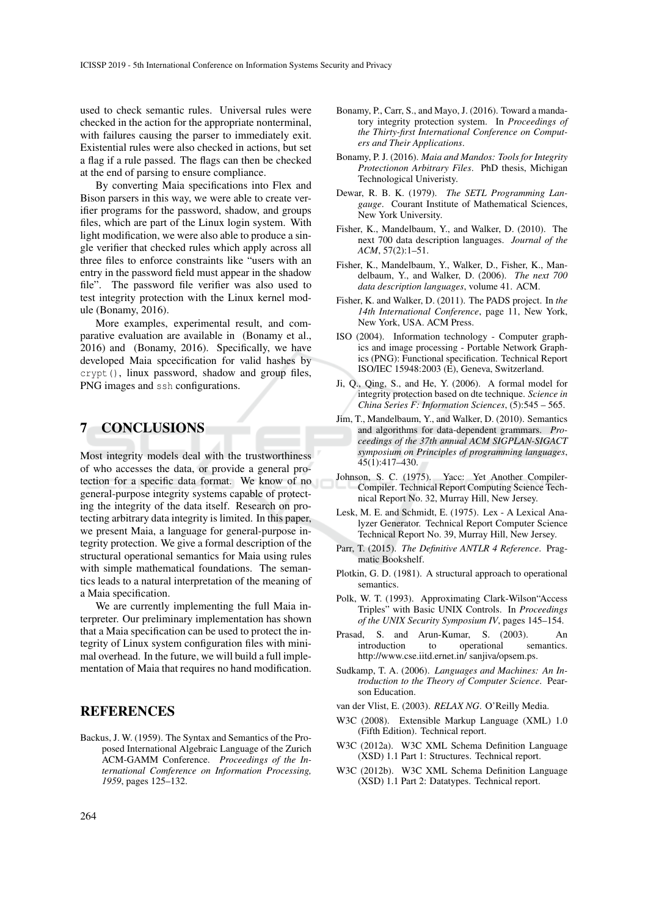used to check semantic rules. Universal rules were checked in the action for the appropriate nonterminal, with failures causing the parser to immediately exit. Existential rules were also checked in actions, but set a flag if a rule passed. The flags can then be checked at the end of parsing to ensure compliance.

By converting Maia specifications into Flex and Bison parsers in this way, we were able to create verifier programs for the password, shadow, and groups files, which are part of the Linux login system. With light modification, we were also able to produce a single verifier that checked rules which apply across all three files to enforce constraints like "users with an entry in the password field must appear in the shadow file". The password file verifier was also used to test integrity protection with the Linux kernel module (Bonamy, 2016).

More examples, experimental result, and comparative evaluation are available in (Bonamy et al., 2016) and (Bonamy, 2016). Specifically, we have developed Maia spcecification for valid hashes by `crypt()`, linux password, shadow and group files, PNG images and `ssh` configurations.

## 7 CONCLUSIONS

Most integrity models deal with the trustworthiness of who accesses the data, or provide a general protection for a specific data format. We know of no general-purpose integrity systems capable of protecting the integrity of the data itself. Research on protecting arbitrary data integrity is limited. In this paper, we present Maia, a language for general-purpose integrity protection. We give a formal description of the structural operational semantics for Maia using rules with simple mathematical foundations. The semantics leads to a natural interpretation of the meaning of a Maia specification.

We are currently implementing the full Maia interpreter. Our preliminary implementation has shown that a Maia specification can be used to protect the integrity of Linux system configuration files with minimal overhead. In the future, we will build a full implementation of Maia that requires no hand modification.

## REFERENCES

Backus, J. W. (1959). The Syntax and Semantics of the Proposed International Algebraic Language of the Zurich ACM-GAMM Conference. *Proceedings of the International Comference on Information Processing, 1959*, pages 125–132.

Bonamy, P., Carr, S., and Mayo, J. (2016). Toward a mandatory integrity protection system. In *Proceedings of the Thirty-first International Conference on Computers and Their Applications*.

Bonamy, P. J. (2016). *Maia and Mandos: Tools for Integrity Protectionon Arbitrary Files*. PhD thesis, Michigan Technological Univeristy.

Dewar, R. B. K. (1979). *The SETL Programming Langauge*. Courant Institute of Mathematical Sciences, New York University.

Fisher, K., Mandelbaum, Y., and Walker, D. (2010). The next 700 data description languages. *Journal of the ACM*, 57(2):1–51.

Fisher, K., Mandelbaum, Y., Walker, D., Fisher, K., Mandelbaum, Y., and Walker, D. (2006). *The next 700 data description languages*, volume 41. ACM.

Fisher, K. and Walker, D. (2011). The PADS project. In *the 14th International Conference*, page 11, New York, New York, USA. ACM Press.

ISO (2004). Information technology - Computer graphics and image processing - Portable Network Graphics (PNG): Functional specification. Technical Report ISO/IEC 15948:2003 (E), Geneva, Switzerland.

Ji, Q., Qing, S., and He, Y. (2006). A formal model for integrity protection based on dte technique. *Science in China Series F: Information Sciences*, (5):545 – 565.

Jim, T., Mandelbaum, Y., and Walker, D. (2010). Semantics and algorithms for data-dependent grammars. *Proceedings of the 37th annual ACM SIGPLAN-SIGACT symposium on Principles of programming languages*, 45(1):417–430.

Johnson, S. C. (1975). Yacc: Yet Another Compiler-Compiler. Technical Report Computing Science Technical Report No. 32, Murray Hill, New Jersey.

Lesk, M. E. and Schmidt, E. (1975). Lex - A Lexical Analyzer Generator. Technical Report Computer Science Technical Report No. 39, Murray Hill, New Jersey.

Parr, T. (2015). *The Definitive ANTLR 4 Reference*. Pragmatic Bookshelf.

Plotkin, G. D. (1981). A structural approach to operational semantics.

Polk, W. T. (1993). Approximating Clark-Wilson"Access Triples" with Basic UNIX Controls. In *Proceedings of the UNIX Security Symposium IV*, pages 145–154.

Prasad, S. and Arun-Kumar, S. (2003). An introduction to operational semantics. http://www.cse.iitd.ernet.in/ sanjiva/opsem.ps.

Sudkamp, T. A. (2006). *Languages and Machines: An Introduction to the Theory of Computer Science*. Pearson Education.

van der Vlist, E. (2003). *RELAX NG*. O'Reilly Media.

W3C (2008). Extensible Markup Language (XML) 1.0 (Fifth Edition). Technical report.

W3C (2012a). W3C XML Schema Definition Language (XSD) 1.1 Part 1: Structures. Technical report.

W3C (2012b). W3C XML Schema Definition Language (XSD) 1.1 Part 2: Datatypes. Technical report.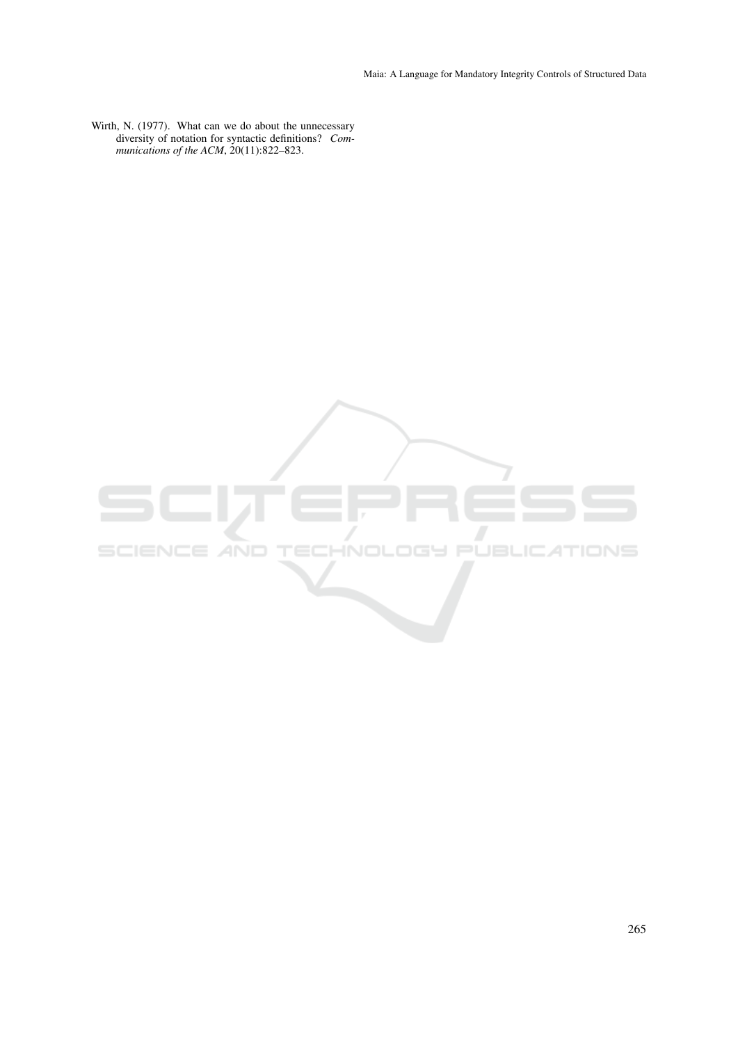Wirth, N. (1977). What can we do about the unnecessary diversity of notation for syntactic definitions? *Communications of the ACM*, 20(11):822–823.